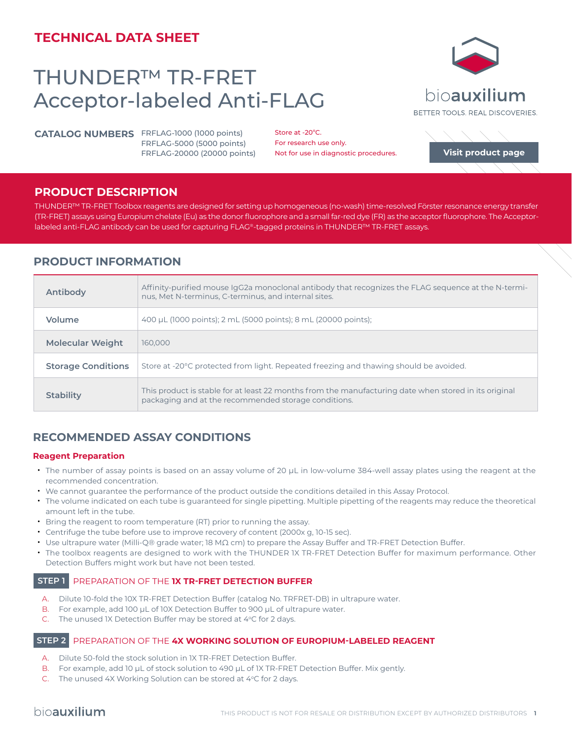**TECHNICAL DATA SHEET**

# THUNDER™ TR-FRET Acceptor-labeled Anti-FLAG

bioauxilium

BETTER TOOLS. REAL DISCOVERIES.

**CATALOG NUMBERS** FRFLAG-1000 (1000 points)
FRFLAG-5000 (5000 points)
FRFLAG-20000 (20000 points)

Store at -20°C.
For research use only.
Not for use in diagnostic procedures.

Visit product page

## PRODUCT DESCRIPTION

THUNDER™ TR-FRET Toolbox reagents are designed for setting up homogeneous (no-wash) time-resolved Förster resonance energy transfer (TR-FRET) assays using Europium chelate (Eu) as the donor fluorophore and a small far-red dye (FR) as the acceptor fluorophore. The Acceptor-labeled anti-FLAG antibody can be used for capturing FLAG®-tagged proteins in THUNDER™ TR-FRET assays.

## PRODUCT INFORMATION

| | |
|---|---|
| **Antibody** | Affinity-purified mouse IgG2a monoclonal antibody that recognizes the FLAG sequence at the N-terminus, Met N-terminus, C-terminus, and internal sites. |
| **Volume** | 400 µL (1000 points); 2 mL (5000 points); 8 mL (20000 points); |
| **Molecular Weight** | 160,000 |
| **Storage Conditions** | Store at -20°C protected from light. Repeated freezing and thawing should be avoided. |
| **Stability** | This product is stable for at least 22 months from the manufacturing date when stored in its original packaging and at the recommended storage conditions. |

## RECOMMENDED ASSAY CONDITIONS

### Reagent Preparation

- The number of assay points is based on an assay volume of 20 µL in low-volume 384-well assay plates using the reagent at the recommended concentration.
- We cannot guarantee the performance of the product outside the conditions detailed in this Assay Protocol.
- The volume indicated on each tube is guaranteed for single pipetting. Multiple pipetting of the reagents may reduce the theoretical amount left in the tube.
- Bring the reagent to room temperature (RT) prior to running the assay.
- Centrifuge the tube before use to improve recovery of content (2000x g, 10-15 sec).
- Use ultrapure water (Milli-Q® grade water; 18 MΩ cm) to prepare the Assay Buffer and TR-FRET Detection Buffer.
- The toolbox reagents are designed to work with the THUNDER 1X TR-FRET Detection Buffer for maximum performance. Other Detection Buffers might work but have not been tested.

**STEP 1** PREPARATION OF THE **1X TR-FRET DETECTION BUFFER**

A. Dilute 10-fold the 10X TR-FRET Detection Buffer (catalog No. TRFRET-DB) in ultrapure water.
B. For example, add 100 µL of 10X Detection Buffer to 900 µL of ultrapure water.
C. The unused 1X Detection Buffer may be stored at 4°C for 2 days.

**STEP 2** PREPARATION OF THE **4X WORKING SOLUTION OF EUROPIUM-LABELED REAGENT**

A. Dilute 50-fold the stock solution in 1X TR-FRET Detection Buffer.
B. For example, add 10 µL of stock solution to 490 µL of 1X TR-FRET Detection Buffer. Mix gently.
C. The unused 4X Working Solution can be stored at 4°C for 2 days.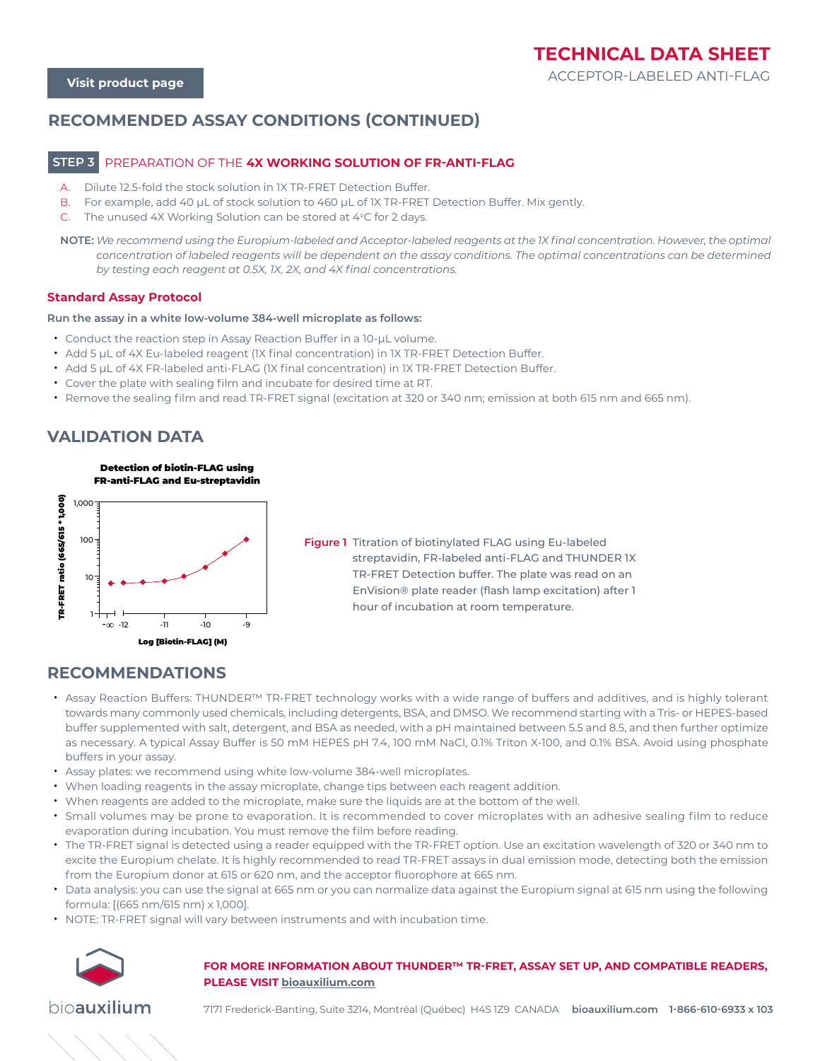[Visit product page](#)

# TECHNICAL DATA SHEET

ACCEPTOR-LABELED ANTI-FLAG

## RECOMMENDED ASSAY CONDITIONS (CONTINUED)

### STEP 3 PREPARATION OF THE 4X WORKING SOLUTION OF FR-ANTI-FLAG

A. Dilute 12.5-fold the stock solution in 1X TR-FRET Detection Buffer.
B. For example, add 40 µL of stock solution to 460 µL of 1X TR-FRET Detection Buffer. Mix gently.
C. The unused 4X Working Solution can be stored at 4°C for 2 days.

**NOTE:** *We recommend using the Europium-labeled and Acceptor-labeled reagents at the 1X final concentration. However, the optimal concentration of labeled reagents will be dependent on the assay conditions. The optimal concentrations can be determined by testing each reagent at 0.5X, 1X, 2X, and 4X final concentrations.*

### Standard Assay Protocol

**Run the assay in a white low-volume 384-well microplate as follows:**

- Conduct the reaction step in Assay Reaction Buffer in a 10-µL volume.
- Add 5 µL of 4X Eu-labeled reagent (1X final concentration) in 1X TR-FRET Detection Buffer.
- Add 5 µL of 4X FR-labeled anti-FLAG (1X final concentration) in 1X TR-FRET Detection Buffer.
- Cover the plate with sealing film and incubate for desired time at RT.
- Remove the sealing film and read TR-FRET signal (excitation at 320 or 340 nm; emission at both 615 nm and 665 nm).

## VALIDATION DATA

**Detection of biotin-FLAG using FR-anti-FLAG and Eu-streptavidin**

TR-FRET ratio (665/615 * 1,000)

1,000
100
10
1

-∞ -12 -11 -10 -9

Log [Biotin-FLAG] (M)

**Figure 1** Titration of biotinylated FLAG using Eu-labeled streptavidin, FR-labeled anti-FLAG and THUNDER 1X TR-FRET Detection buffer. The plate was read on an EnVision® plate reader (flash lamp excitation) after 1 hour of incubation at room temperature.

## RECOMMENDATIONS

- Assay Reaction Buffers: THUNDER™ TR-FRET technology works with a wide range of buffers and additives, and is highly tolerant towards many commonly used chemicals, including detergents, BSA, and DMSO. We recommend starting with a Tris- or HEPES-based buffer supplemented with salt, detergent, and BSA as needed, with a pH maintained between 5.5 and 8.5, and then further optimize as necessary. A typical Assay Buffer is 50 mM HEPES pH 7.4, 100 mM NaCl, 0.1% Triton X-100, and 0.1% BSA. Avoid using phosphate buffers in your assay.
- Assay plates: we recommend using white low-volume 384-well microplates.
- When loading reagents in the assay microplate, change tips between each reagent addition.
- When reagents are added to the microplate, make sure the liquids are at the bottom of the well.
- Small volumes may be prone to evaporation. It is recommended to cover microplates with an adhesive sealing film to reduce evaporation during incubation. You must remove the film before reading.
- The TR-FRET signal is detected using a reader equipped with the TR-FRET option. Use an excitation wavelength of 320 or 340 nm to excite the Europium chelate. It is highly recommended to read TR-FRET assays in dual emission mode, detecting both the emission from the Europium donor at 615 or 620 nm, and the acceptor fluorophore at 665 nm.
- Data analysis: you can use the signal at 665 nm or you can normalize data against the Europium signal at 615 nm using the following formula: [(665 nm/615 nm) x 1,000].
- NOTE: TR-FRET signal will vary between instruments and with incubation time.

**FOR MORE INFORMATION ABOUT THUNDER™ TR-FRET, ASSAY SET UP, AND COMPATIBLE READERS, PLEASE VISIT bioauxilium.com**

bioauxilium

7171 Frederick-Banting, Suite 3214, Montréal (Québec) H4S 1Z9 CANADA **bioauxilium.com** **1-866-610-6933 x 103**